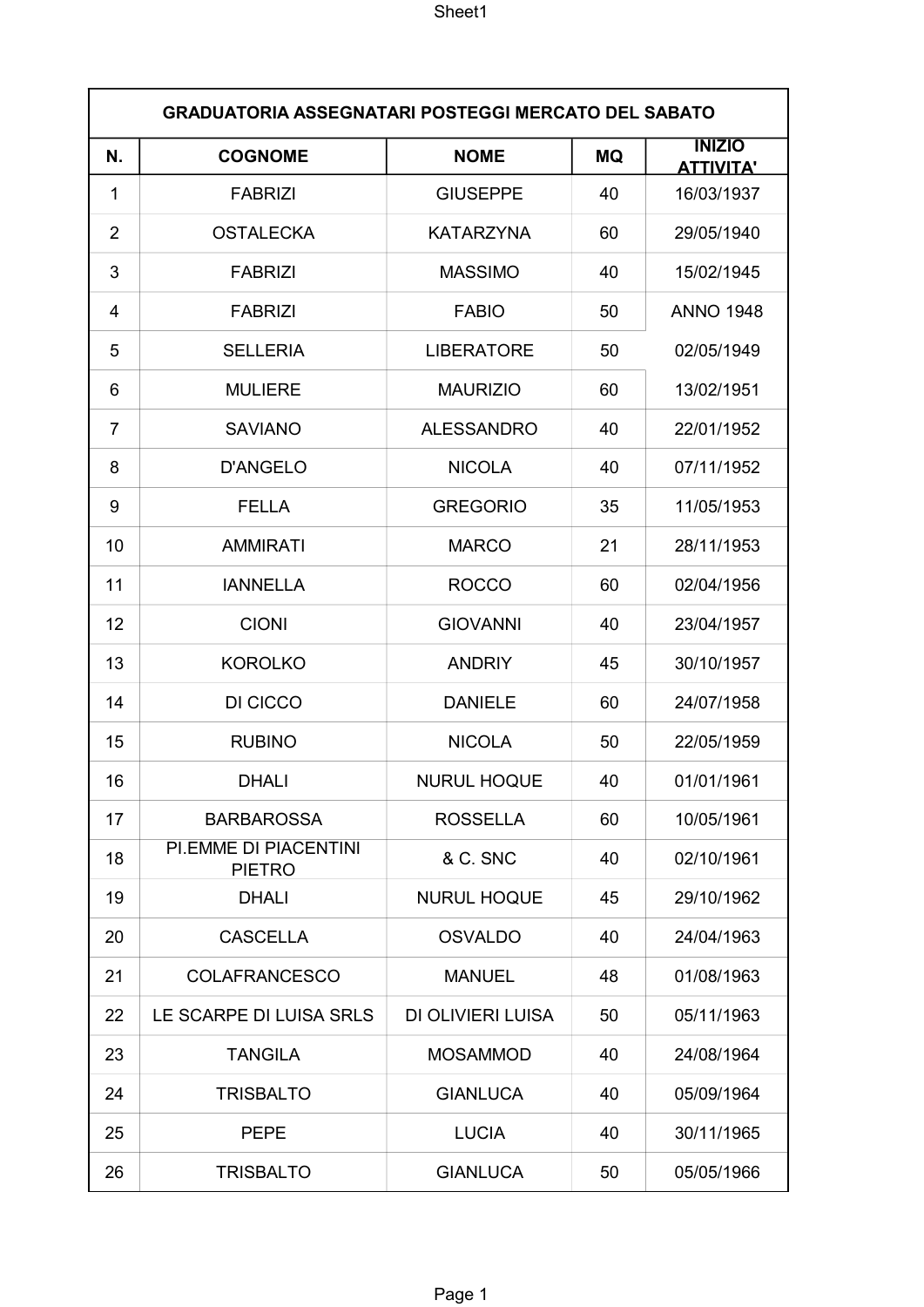| GRADUATORIA ASSEGNATARI POSTEGGI MERCATO DEL SABATO | | | | |
|---|---|---|---|---|
| **N.** | **COGNOME** | **NOME** | **MQ** | **INIZIO ATTIVITA'** |
| 1 | FABRIZI | GIUSEPPE | 40 | 16/03/1937 |
| 2 | OSTALECKA | KATARZYNA | 60 | 29/05/1940 |
| 3 | FABRIZI | MASSIMO | 40 | 15/02/1945 |
| 4 | FABRIZI | FABIO | 50 | ANNO 1948 |
| 5 | SELLERIA | LIBERATORE | 50 | 02/05/1949 |
| 6 | MULIERE | MAURIZIO | 60 | 13/02/1951 |
| 7 | SAVIANO | ALESSANDRO | 40 | 22/01/1952 |
| 8 | D'ANGELO | NICOLA | 40 | 07/11/1952 |
| 9 | FELLA | GREGORIO | 35 | 11/05/1953 |
| 10 | AMMIRATI | MARCO | 21 | 28/11/1953 |
| 11 | IANNELLA | ROCCO | 60 | 02/04/1956 |
| 12 | CIONI | GIOVANNI | 40 | 23/04/1957 |
| 13 | KOROLKO | ANDRIY | 45 | 30/10/1957 |
| 14 | DI CICCO | DANIELE | 60 | 24/07/1958 |
| 15 | RUBINO | NICOLA | 50 | 22/05/1959 |
| 16 | DHALI | NURUL HOQUE | 40 | 01/01/1961 |
| 17 | BARBAROSSA | ROSSELLA | 60 | 10/05/1961 |
| 18 | PI.EMME DI PIACENTINI PIETRO | & C. SNC | 40 | 02/10/1961 |
| 19 | DHALI | NURUL HOQUE | 45 | 29/10/1962 |
| 20 | CASCELLA | OSVALDO | 40 | 24/04/1963 |
| 21 | COLAFRANCESCO | MANUEL | 48 | 01/08/1963 |
| 22 | LE SCARPE DI LUISA SRLS | DI OLIVIERI LUISA | 50 | 05/11/1963 |
| 23 | TANGILA | MOSAMMOD | 40 | 24/08/1964 |
| 24 | TRISBALTO | GIANLUCA | 40 | 05/09/1964 |
| 25 | PEPE | LUCIA | 40 | 30/11/1965 |
| 26 | TRISBALTO | GIANLUCA | 50 | 05/05/1966 |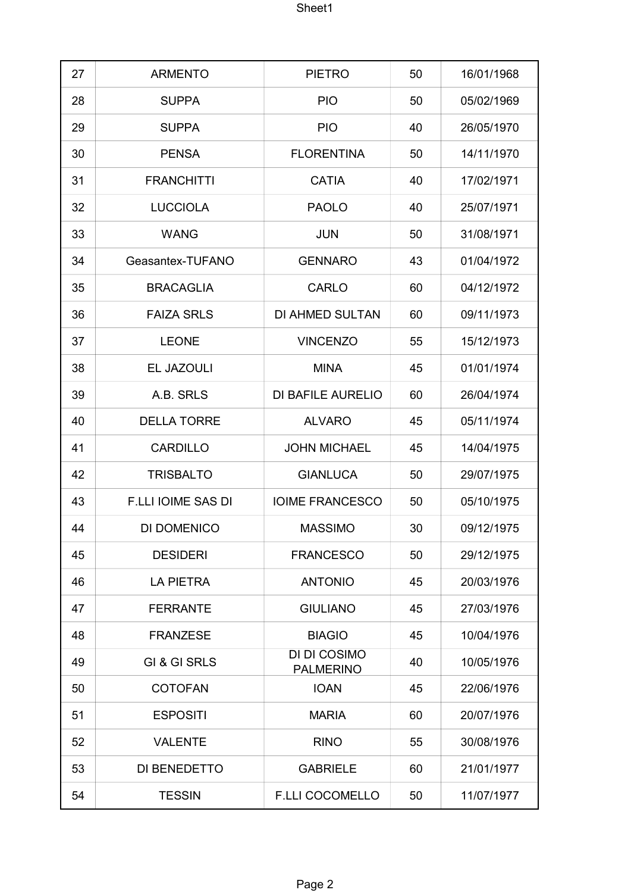| 27 | ARMENTO | PIETRO | 50 | 16/01/1968 |
|---|---|---|---|---|
| 28 | SUPPA | PIO | 50 | 05/02/1969 |
| 29 | SUPPA | PIO | 40 | 26/05/1970 |
| 30 | PENSA | FLORENTINA | 50 | 14/11/1970 |
| 31 | FRANCHITTI | CATIA | 40 | 17/02/1971 |
| 32 | LUCCIOLA | PAOLO | 40 | 25/07/1971 |
| 33 | WANG | JUN | 50 | 31/08/1971 |
| 34 | Geasantex-TUFANO | GENNARO | 43 | 01/04/1972 |
| 35 | BRACAGLIA | CARLO | 60 | 04/12/1972 |
| 36 | FAIZA SRLS | DI AHMED SULTAN | 60 | 09/11/1973 |
| 37 | LEONE | VINCENZO | 55 | 15/12/1973 |
| 38 | EL JAZOULI | MINA | 45 | 01/01/1974 |
| 39 | A.B. SRLS | DI BAFILE AURELIO | 60 | 26/04/1974 |
| 40 | DELLA TORRE | ALVARO | 45 | 05/11/1974 |
| 41 | CARDILLO | JOHN MICHAEL | 45 | 14/04/1975 |
| 42 | TRISBALTO | GIANLUCA | 50 | 29/07/1975 |
| 43 | F.LLI IOIME SAS DI | IOIME FRANCESCO | 50 | 05/10/1975 |
| 44 | DI DOMENICO | MASSIMO | 30 | 09/12/1975 |
| 45 | DESIDERI | FRANCESCO | 50 | 29/12/1975 |
| 46 | LA PIETRA | ANTONIO | 45 | 20/03/1976 |
| 47 | FERRANTE | GIULIANO | 45 | 27/03/1976 |
| 48 | FRANZESE | BIAGIO | 45 | 10/04/1976 |
| 49 | GI & GI SRLS | DI DI COSIMO PALMERINO | 40 | 10/05/1976 |
| 50 | COTOFAN | IOAN | 45 | 22/06/1976 |
| 51 | ESPOSITI | MARIA | 60 | 20/07/1976 |
| 52 | VALENTE | RINO | 55 | 30/08/1976 |
| 53 | DI BENEDETTO | GABRIELE | 60 | 21/01/1977 |
| 54 | TESSIN | F.LLI COCOMELLO | 50 | 11/07/1977 |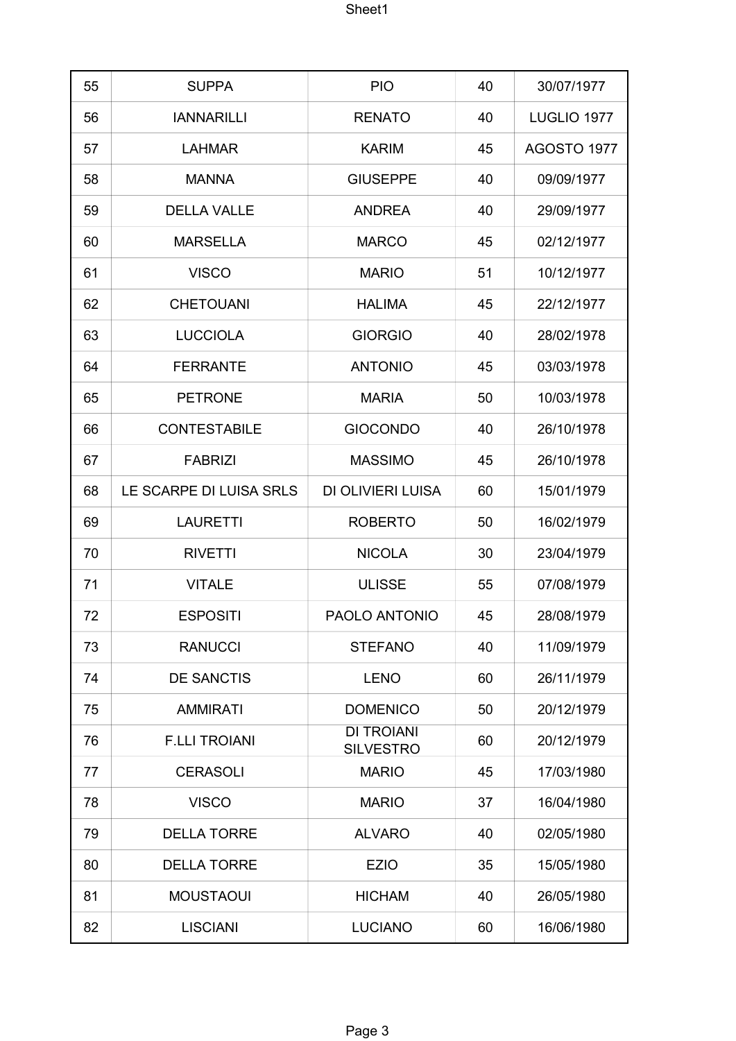| | | | | |
|---|---|---|---|---|
| 55 | SUPPA | PIO | 40 | 30/07/1977 |
| 56 | IANNARILLI | RENATO | 40 | LUGLIO 1977 |
| 57 | LAHMAR | KARIM | 45 | AGOSTO 1977 |
| 58 | MANNA | GIUSEPPE | 40 | 09/09/1977 |
| 59 | DELLA VALLE | ANDREA | 40 | 29/09/1977 |
| 60 | MARSELLA | MARCO | 45 | 02/12/1977 |
| 61 | VISCO | MARIO | 51 | 10/12/1977 |
| 62 | CHETOUANI | HALIMA | 45 | 22/12/1977 |
| 63 | LUCCIOLA | GIORGIO | 40 | 28/02/1978 |
| 64 | FERRANTE | ANTONIO | 45 | 03/03/1978 |
| 65 | PETRONE | MARIA | 50 | 10/03/1978 |
| 66 | CONTESTABILE | GIOCONDO | 40 | 26/10/1978 |
| 67 | FABRIZI | MASSIMO | 45 | 26/10/1978 |
| 68 | LE SCARPE DI LUISA SRLS | DI OLIVIERI LUISA | 60 | 15/01/1979 |
| 69 | LAURETTI | ROBERTO | 50 | 16/02/1979 |
| 70 | RIVETTI | NICOLA | 30 | 23/04/1979 |
| 71 | VITALE | ULISSE | 55 | 07/08/1979 |
| 72 | ESPOSITI | PAOLO ANTONIO | 45 | 28/08/1979 |
| 73 | RANUCCI | STEFANO | 40 | 11/09/1979 |
| 74 | DE SANCTIS | LENO | 60 | 26/11/1979 |
| 75 | AMMIRATI | DOMENICO | 50 | 20/12/1979 |
| 76 | F.LLI TROIANI | DI TROIANI SILVESTRO | 60 | 20/12/1979 |
| 77 | CERASOLI | MARIO | 45 | 17/03/1980 |
| 78 | VISCO | MARIO | 37 | 16/04/1980 |
| 79 | DELLA TORRE | ALVARO | 40 | 02/05/1980 |
| 80 | DELLA TORRE | EZIO | 35 | 15/05/1980 |
| 81 | MOUSTAOUI | HICHAM | 40 | 26/05/1980 |
| 82 | LISCIANI | LUCIANO | 60 | 16/06/1980 |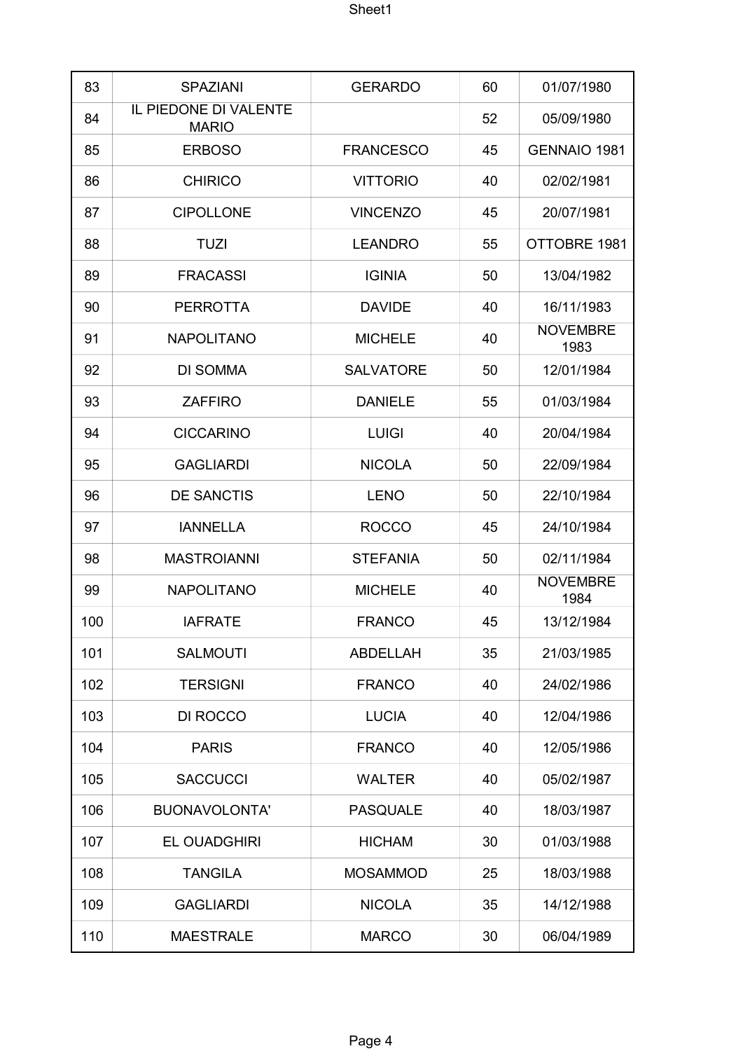| 83 | SPAZIANI | GERARDO | 60 | 01/07/1980 |
|---|---|---|---|---|
| 84 | IL PIEDONE DI VALENTE MARIO | | 52 | 05/09/1980 |
| 85 | ERBOSO | FRANCESCO | 45 | GENNAIO 1981 |
| 86 | CHIRICO | VITTORIO | 40 | 02/02/1981 |
| 87 | CIPOLLONE | VINCENZO | 45 | 20/07/1981 |
| 88 | TUZI | LEANDRO | 55 | OTTOBRE 1981 |
| 89 | FRACASSI | IGINIA | 50 | 13/04/1982 |
| 90 | PERROTTA | DAVIDE | 40 | 16/11/1983 |
| 91 | NAPOLITANO | MICHELE | 40 | NOVEMBRE 1983 |
| 92 | DI SOMMA | SALVATORE | 50 | 12/01/1984 |
| 93 | ZAFFIRO | DANIELE | 55 | 01/03/1984 |
| 94 | CICCARINO | LUIGI | 40 | 20/04/1984 |
| 95 | GAGLIARDI | NICOLA | 50 | 22/09/1984 |
| 96 | DE SANCTIS | LENO | 50 | 22/10/1984 |
| 97 | IANNELLA | ROCCO | 45 | 24/10/1984 |
| 98 | MASTROIANNI | STEFANIA | 50 | 02/11/1984 |
| 99 | NAPOLITANO | MICHELE | 40 | NOVEMBRE 1984 |
| 100 | IAFRATE | FRANCO | 45 | 13/12/1984 |
| 101 | SALMOUTI | ABDELLAH | 35 | 21/03/1985 |
| 102 | TERSIGNI | FRANCO | 40 | 24/02/1986 |
| 103 | DI ROCCO | LUCIA | 40 | 12/04/1986 |
| 104 | PARIS | FRANCO | 40 | 12/05/1986 |
| 105 | SACCUCCI | WALTER | 40 | 05/02/1987 |
| 106 | BUONAVOLONTA' | PASQUALE | 40 | 18/03/1987 |
| 107 | EL OUADGHIRI | HICHAM | 30 | 01/03/1988 |
| 108 | TANGILA | MOSAMMOD | 25 | 18/03/1988 |
| 109 | GAGLIARDI | NICOLA | 35 | 14/12/1988 |
| 110 | MAESTRALE | MARCO | 30 | 06/04/1989 |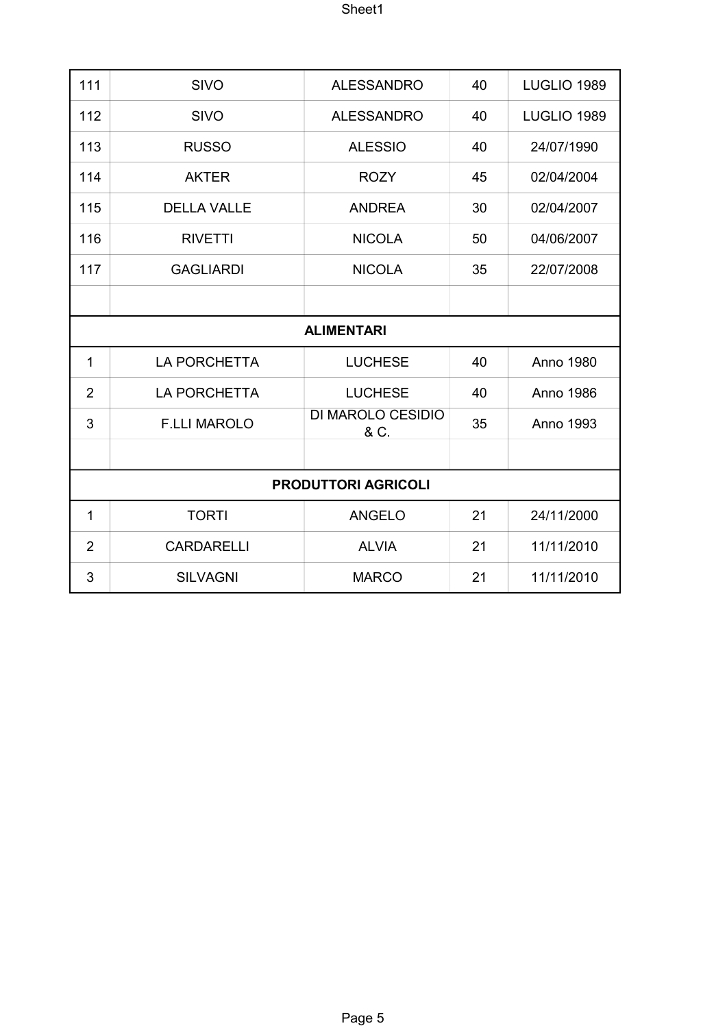| | | | | |
|---|---|---|---|---|
| 111 | SIVO | ALESSANDRO | 40 | LUGLIO 1989 |
| 112 | SIVO | ALESSANDRO | 40 | LUGLIO 1989 |
| 113 | RUSSO | ALESSIO | 40 | 24/07/1990 |
| 114 | AKTER | ROZY | 45 | 02/04/2004 |
| 115 | DELLA VALLE | ANDREA | 30 | 02/04/2007 |
| 116 | RIVETTI | NICOLA | 50 | 04/06/2007 |
| 117 | GAGLIARDI | NICOLA | 35 | 22/07/2008 |
| | | | | |
| **ALIMENTARI** | | | | |
| 1 | LA PORCHETTA | LUCHESE | 40 | Anno 1980 |
| 2 | LA PORCHETTA | LUCHESE | 40 | Anno 1986 |
| 3 | F.LLI MAROLO | DI MAROLO CESIDIO & C. | 35 | Anno 1993 |
| | | | | |
| **PRODUTTORI AGRICOLI** | | | | |
| 1 | TORTI | ANGELO | 21 | 24/11/2000 |
| 2 | CARDARELLI | ALVIA | 21 | 11/11/2010 |
| 3 | SILVAGNI | MARCO | 21 | 11/11/2010 |